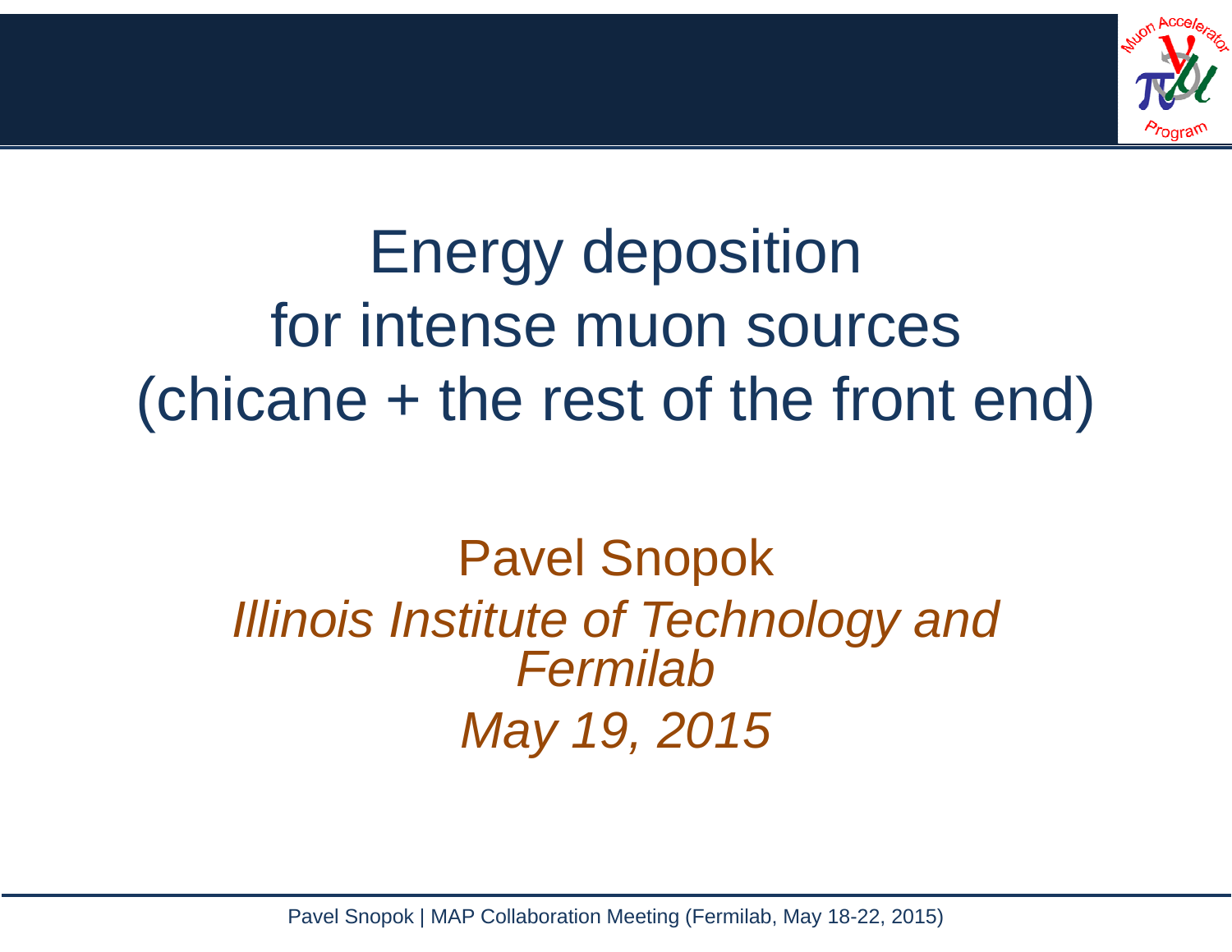# Energy deposition for intense muon sources (chicane + the rest of the front end)

Pavel Snopok

*Illinois Institute of Technology and Fermilab*

*May 19, 2015*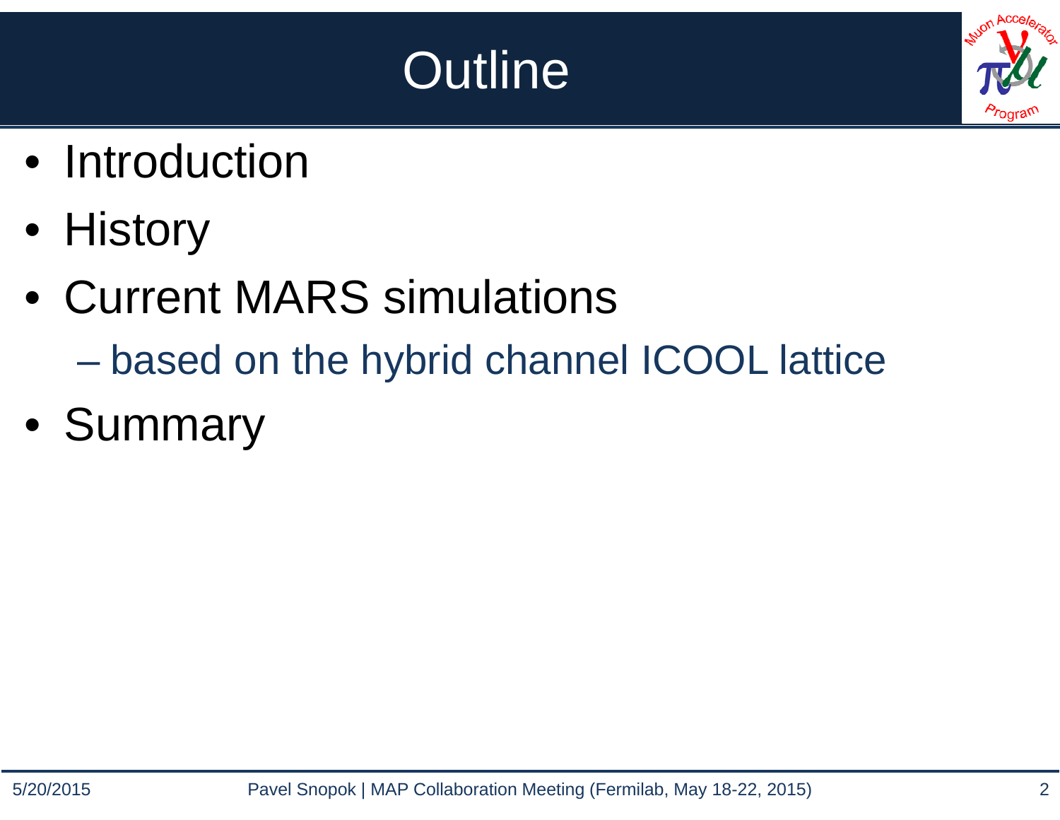# Outline

- Introduction
- History
- Current MARS simulations
  - based on the hybrid channel ICOOL lattice
- Summary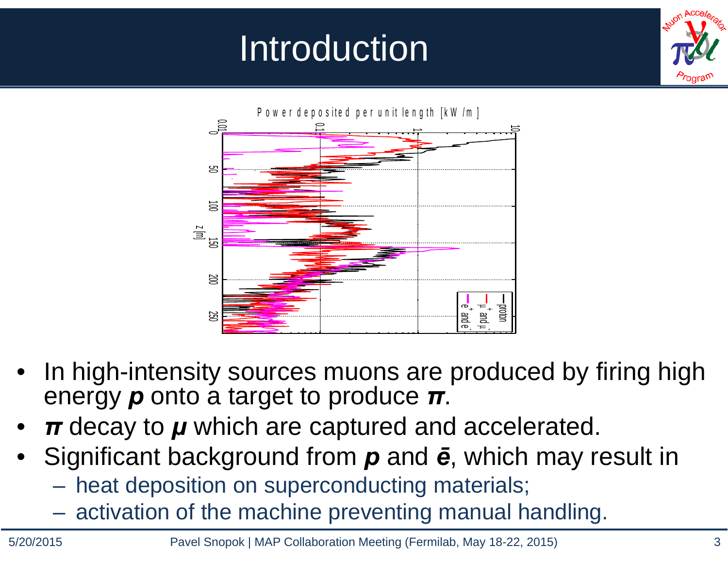# Introduction

- In high-intensity sources muons are produced by firing high energy ***p*** onto a target to produce ***π***.
- ***π*** decay to ***μ*** which are captured and accelerated.
- Significant background from ***p*** and ***ē***, which may result in
  - heat deposition on superconducting materials;
  - activation of the machine preventing manual handling.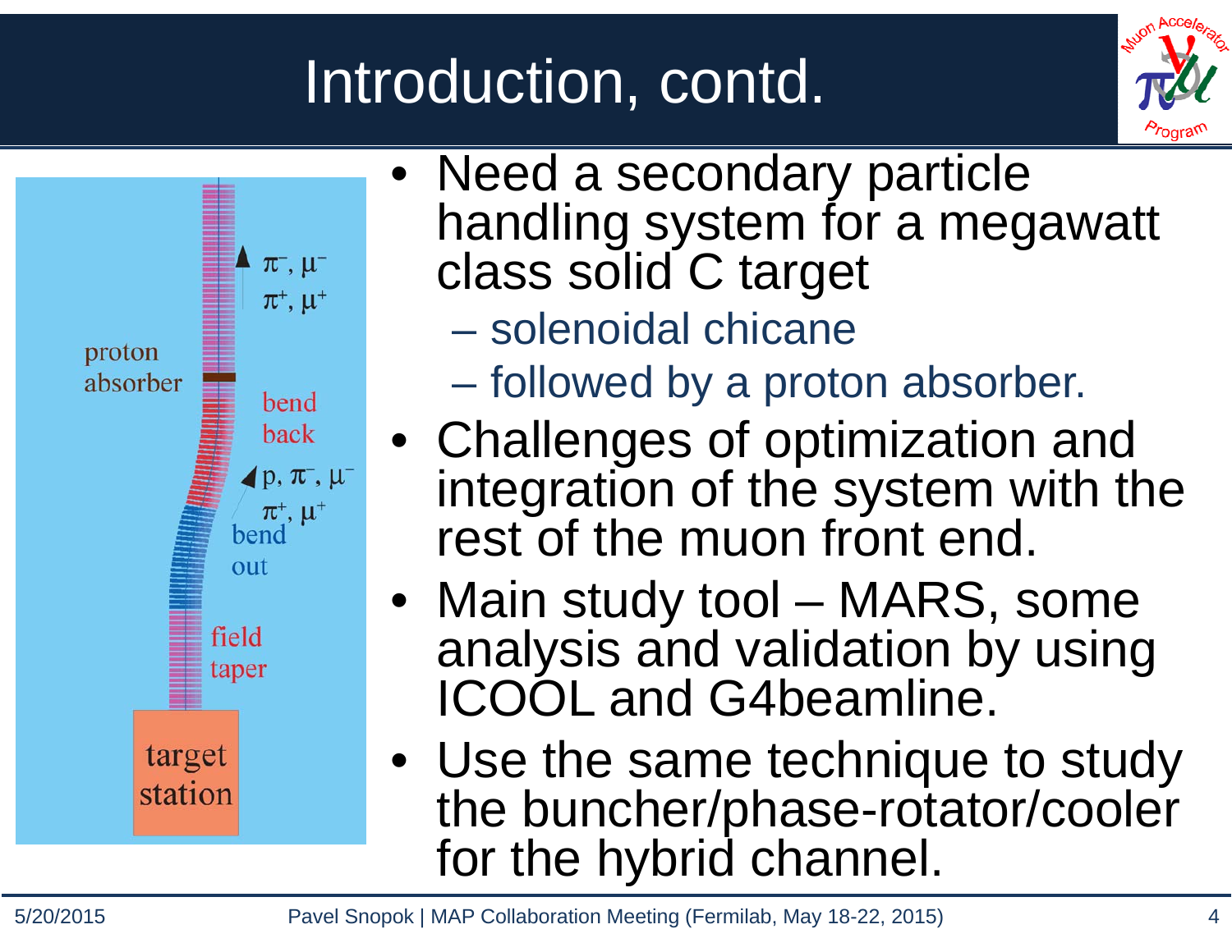# Introduction, contd.

- Need a secondary particle handling system for a megawatt class solid C target
  - solenoidal chicane
  - followed by a proton absorber.
- Challenges of optimization and integration of the system with the rest of the muon front end.
- Main study tool – MARS, some analysis and validation by using ICOOL and G4beamline.
- Use the same technique to study the buncher/phase-rotator/cooler for the hybrid channel.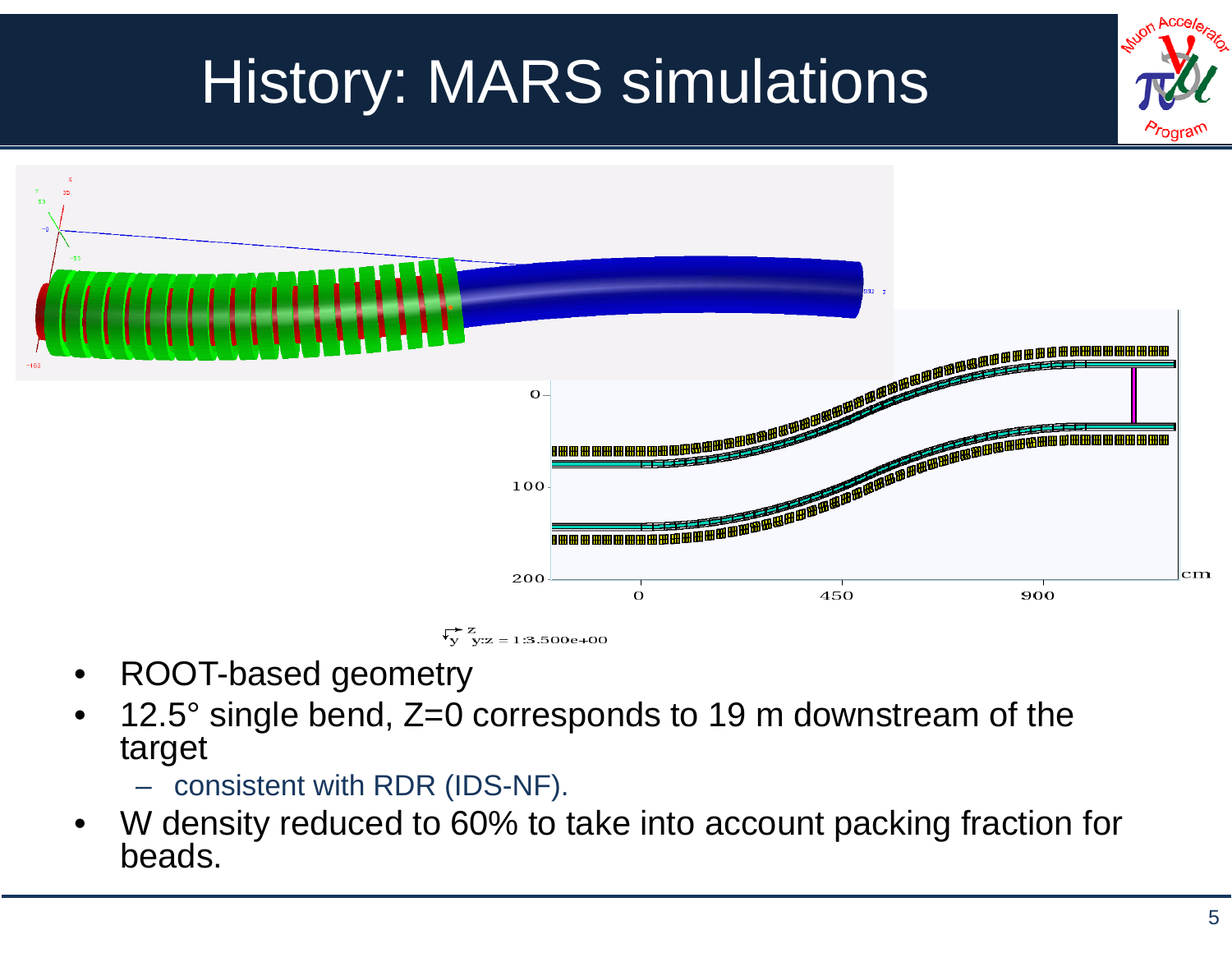# History: MARS simulations

- ROOT-based geometry
- 12.5° single bend, Z=0 corresponds to 19 m downstream of the target
  - consistent with RDR (IDS-NF).
- W density reduced to 60% to take into account packing fraction for beads.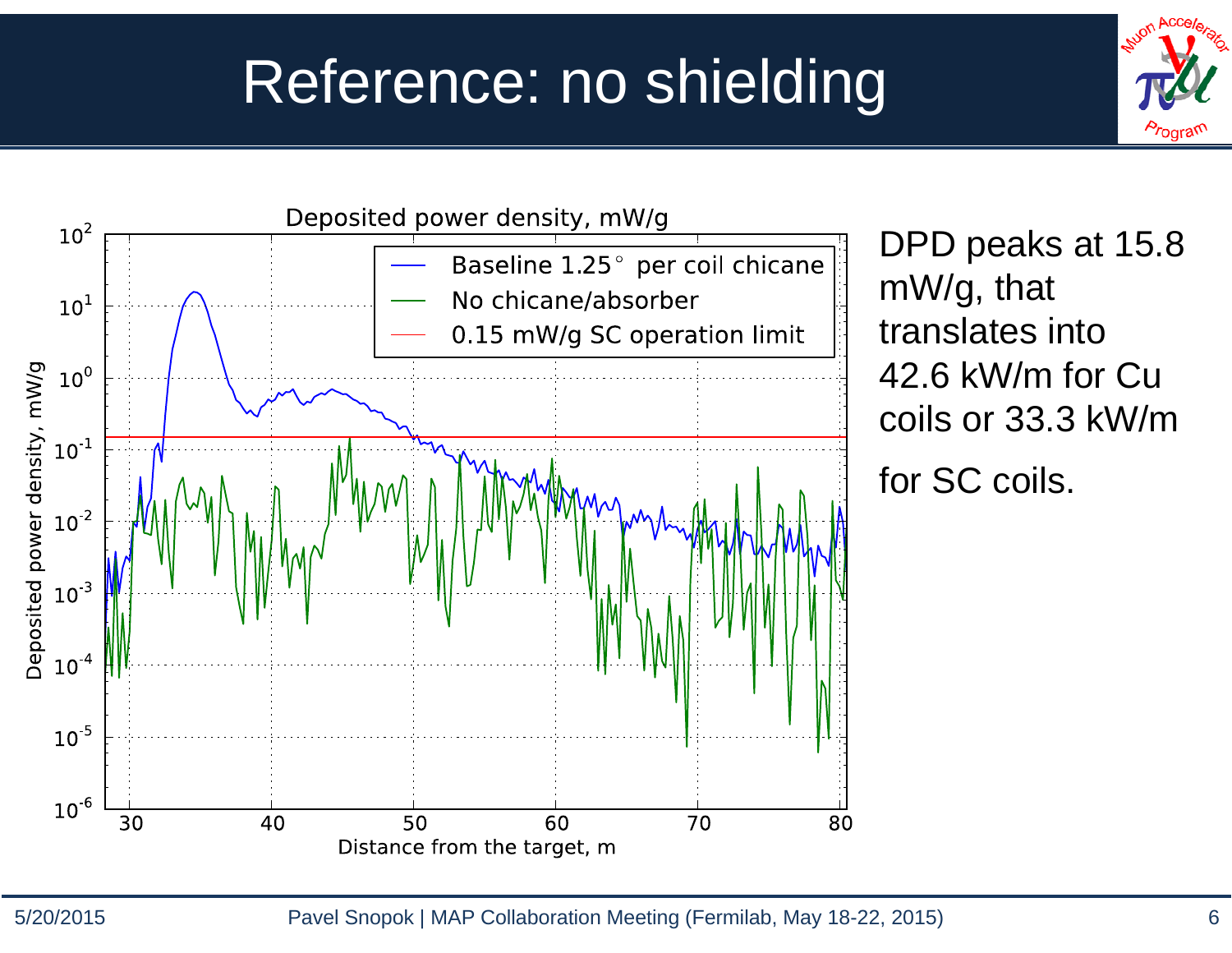# Reference: no shielding

Deposited power density, mW/g

DPD peaks at 15.8 mW/g, that translates into 42.6 kW/m for Cu coils or 33.3 kW/m for SC coils.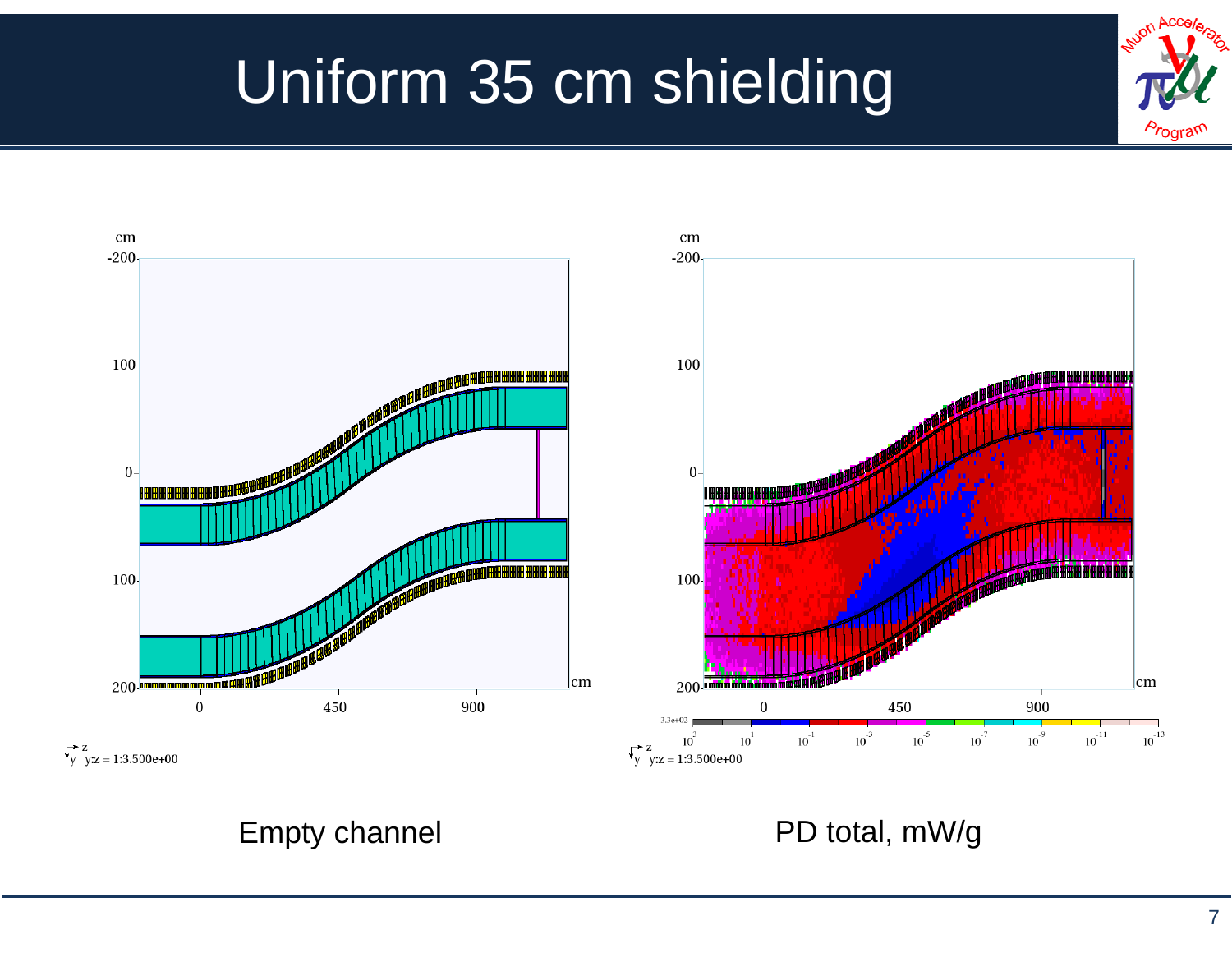# Uniform 35 cm shielding

Empty channel

PD total, mW/g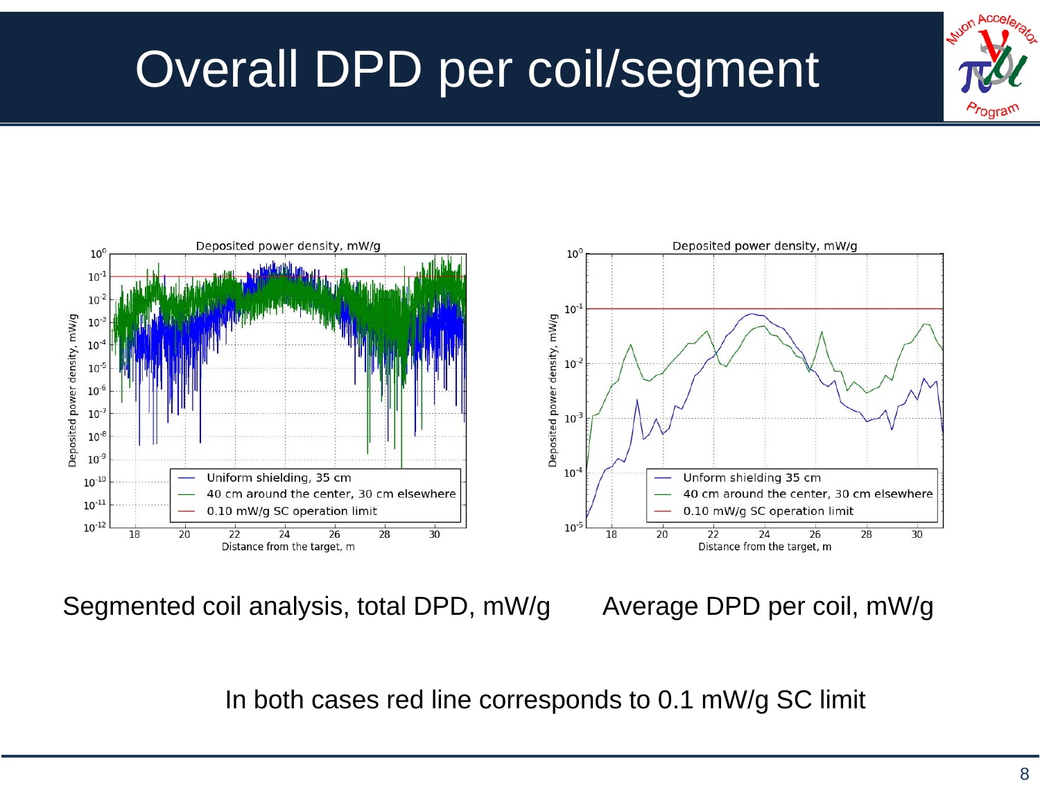# Overall DPD per coil/segment

Segmented coil analysis, total DPD, mW/g

Average DPD per coil, mW/g

In both cases red line corresponds to 0.1 mW/g SC limit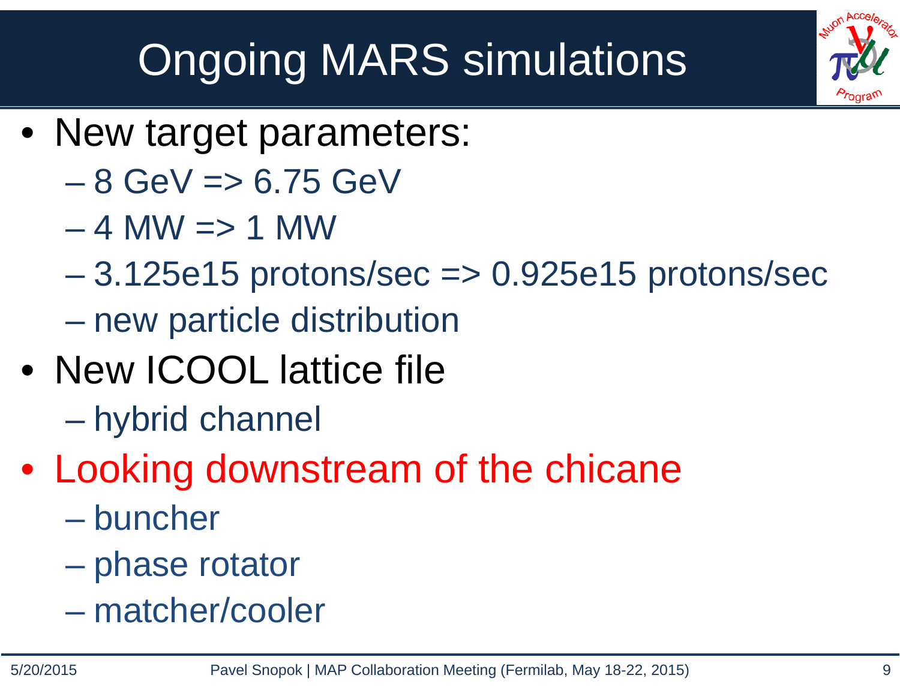# Ongoing MARS simulations

- New target parameters:
  - 8 GeV => 6.75 GeV
  - 4 MW => 1 MW
  - 3.125e15 protons/sec => 0.925e15 protons/sec
  - new particle distribution
- New ICOOL lattice file
  - hybrid channel
- Looking downstream of the chicane
  - buncher
  - phase rotator
  - matcher/cooler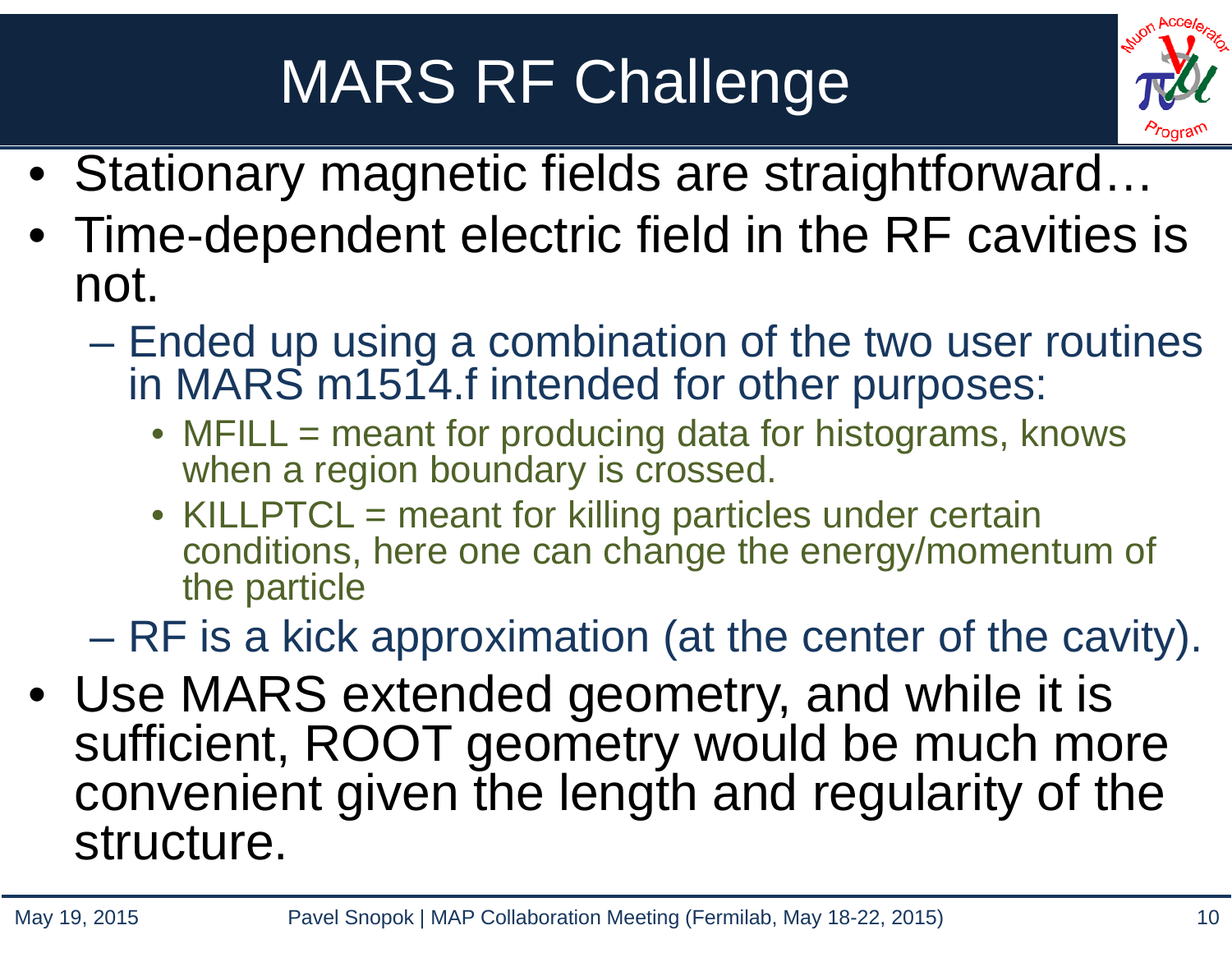# MARS RF Challenge

- Stationary magnetic fields are straightforward…
- Time-dependent electric field in the RF cavities is not.
  - Ended up using a combination of the two user routines in MARS m1514.f intended for other purposes:
    - MFILL = meant for producing data for histograms, knows when a region boundary is crossed.
    - KILLPTCL = meant for killing particles under certain conditions, here one can change the energy/momentum of the particle
  - RF is a kick approximation (at the center of the cavity).
- Use MARS extended geometry, and while it is sufficient, ROOT geometry would be much more convenient given the length and regularity of the structure.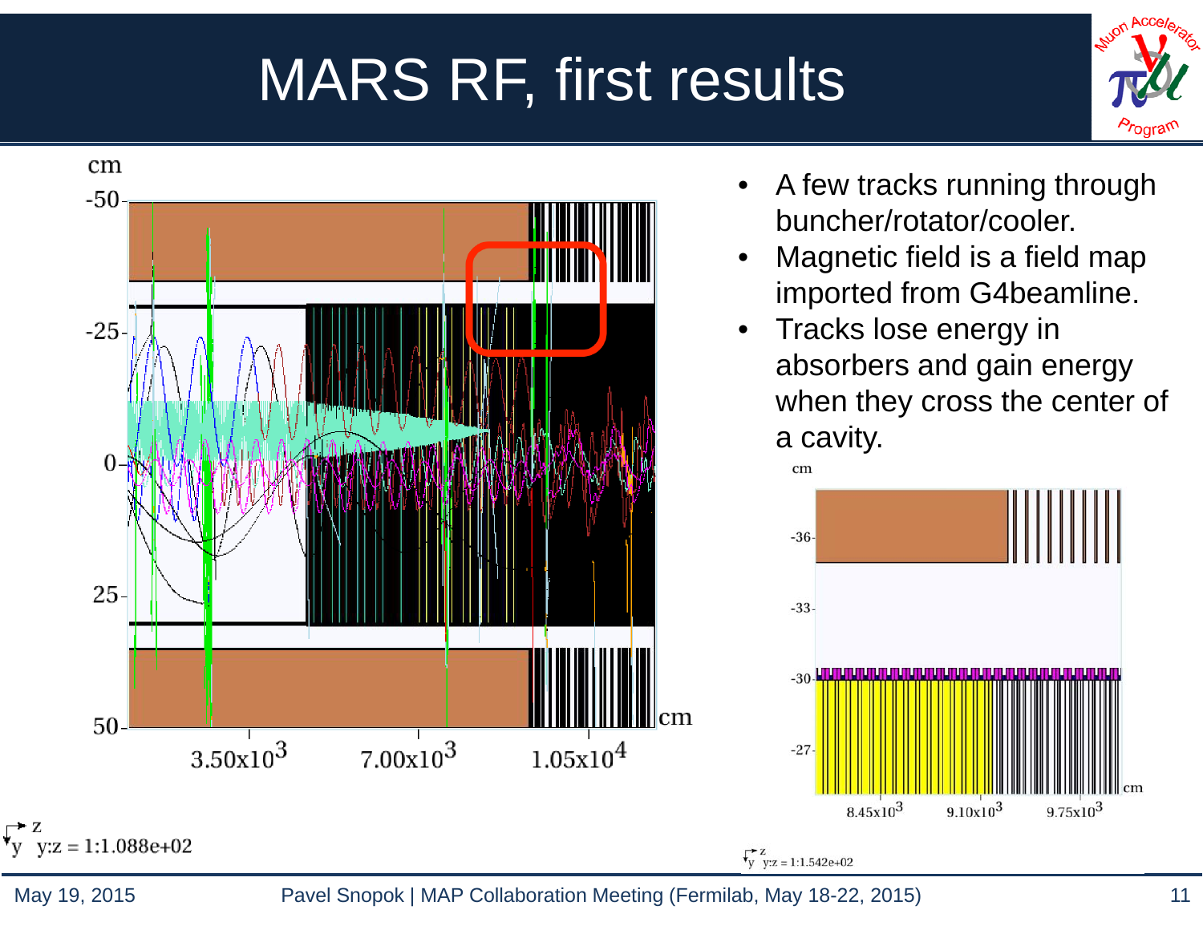# MARS RF, first results

- A few tracks running through buncher/rotator/cooler.
- Magnetic field is a field map imported from G4beamline.
- Tracks lose energy in absorbers and gain energy when they cross the center of a cavity.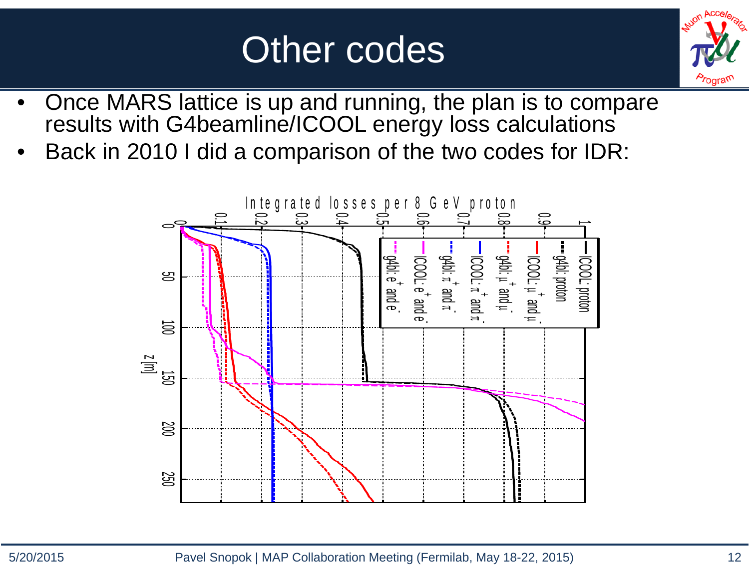# Other codes

- Once MARS lattice is up and running, the plan is to compare results with G4beamline/ICOOL energy loss calculations
- Back in 2010 I did a comparison of the two codes for IDR: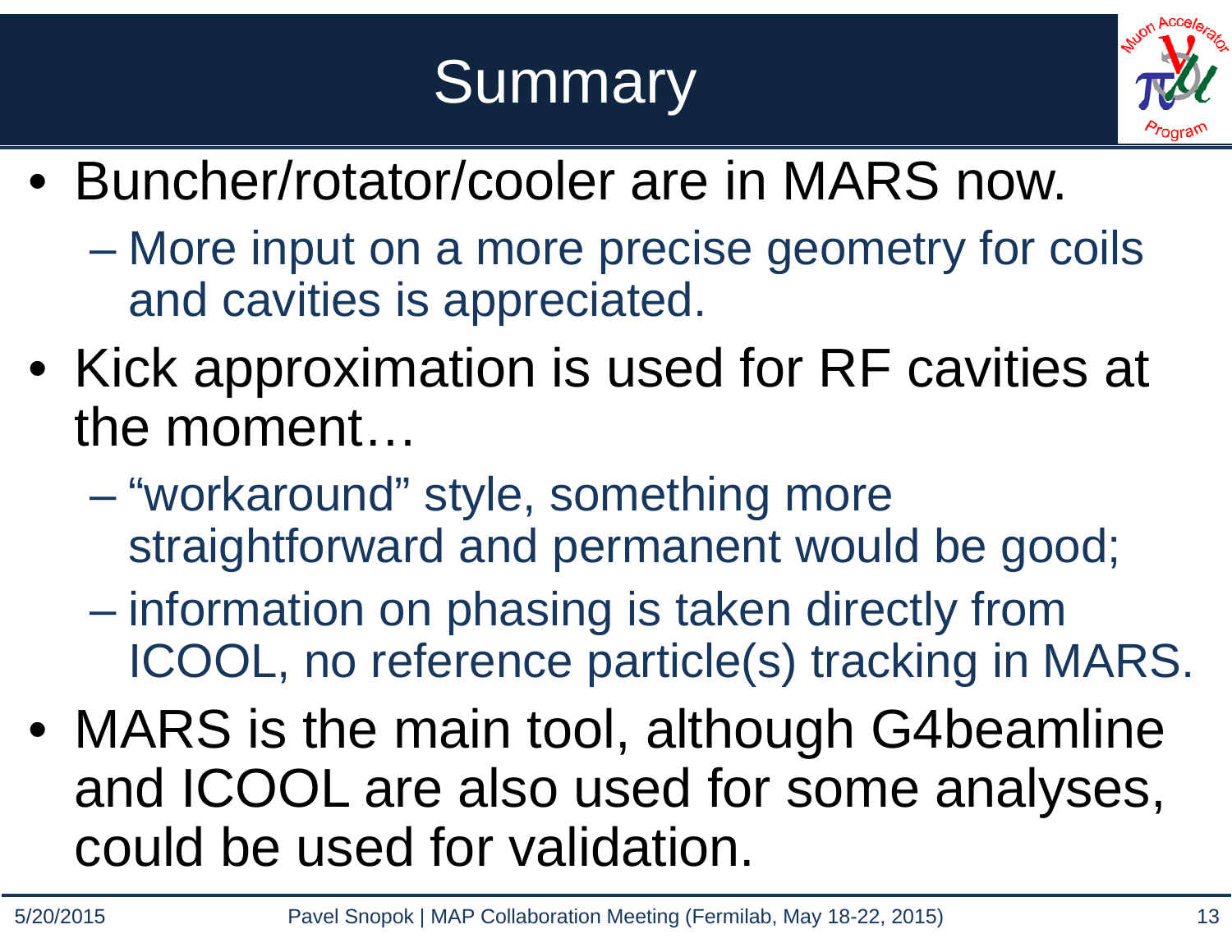# Summary

- Buncher/rotator/cooler are in MARS now.
  - More input on a more precise geometry for coils and cavities is appreciated.
- Kick approximation is used for RF cavities at the moment…
  - "workaround" style, something more straightforward and permanent would be good;
  - information on phasing is taken directly from ICOOL, no reference particle(s) tracking in MARS.
- MARS is the main tool, although G4beamline and ICOOL are also used for some analyses, could be used for validation.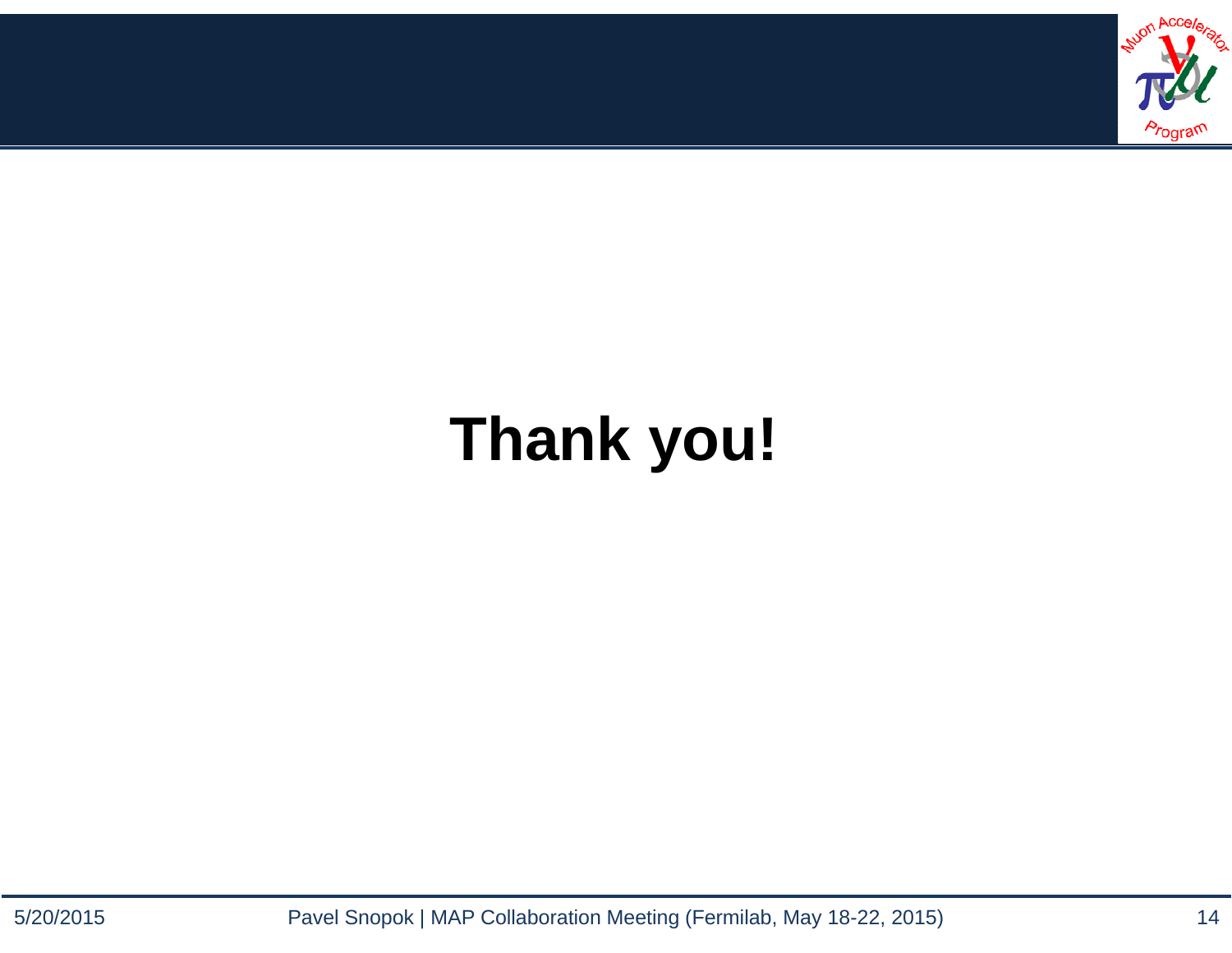# Thank you!